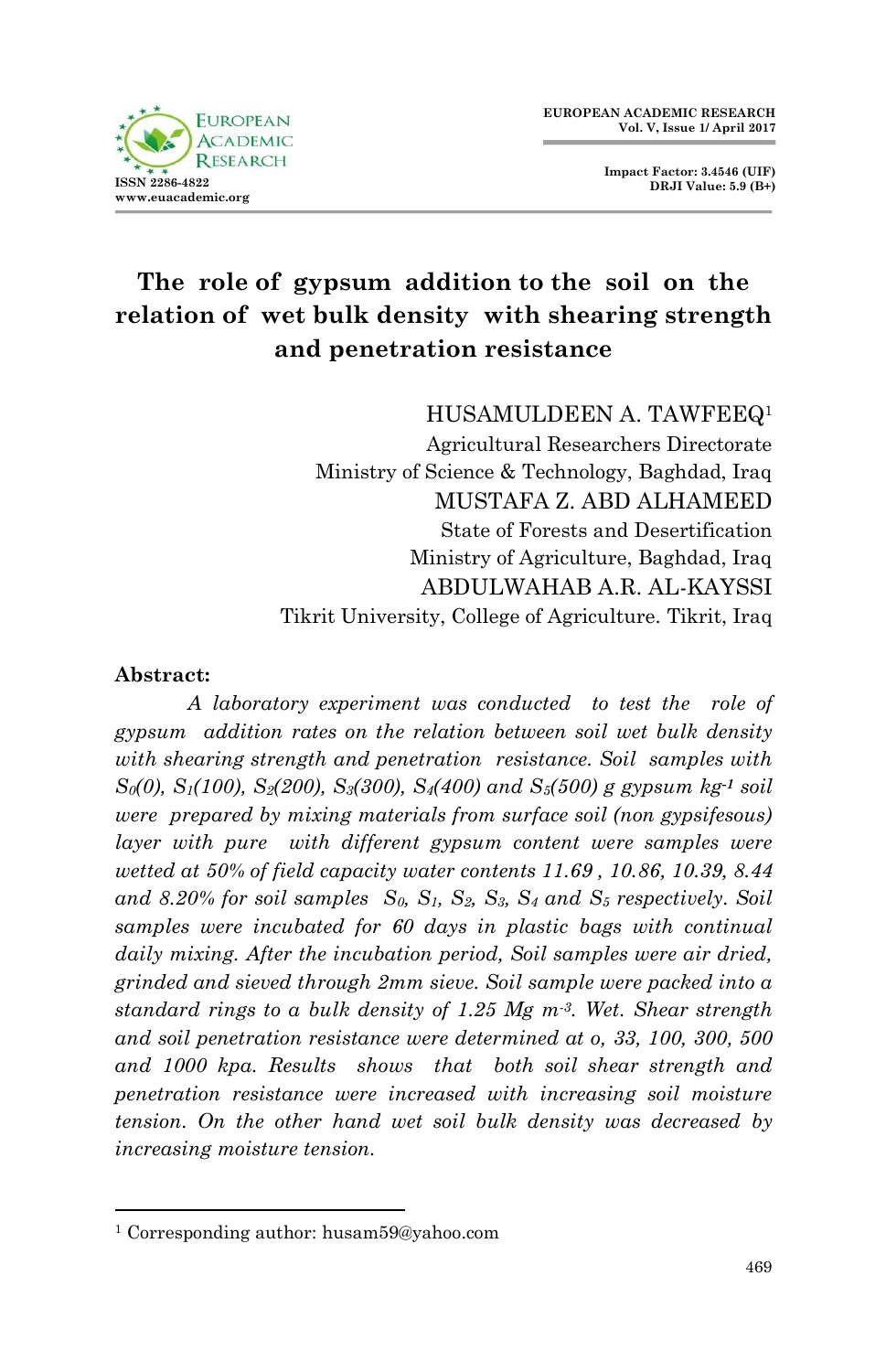# The role of gypsum addition to the soil on the relation of wet bulk density with shearing strength and penetration resistance

HUSAMULDEEN A. TAWFEEQ[1]
Agricultural Researchers Directorate
Ministry of Science & Technology, Baghdad, Iraq
MUSTAFA Z. ABD ALHAMEED
State of Forests and Desertification
Ministry of Agriculture, Baghdad, Iraq
ABDULWAHAB A.R. AL-KAYSSI
Tikrit University, College of Agriculture. Tikrit, Iraq

**Abstract:**

*A laboratory experiment was conducted to test the role of gypsum addition rates on the relation between soil wet bulk density with shearing strength and penetration resistance. Soil samples with $S_0$(0), $S_1$(100), $S_2$(200), $S_3$(300), $S_4$(400) and $S_5$(500) g gypsum $kg^{-1}$ soil were prepared by mixing materials from surface soil (non gypsifesous) layer with pure with different gypsum content were samples were wetted at 50% of field capacity water contents 11.69 , 10.86, 10.39, 8.44 and 8.20% for soil samples $S_0$, $S_1$, $S_2$, $S_3$, $S_4$ and $S_5$ respectively. Soil samples were incubated for 60 days in plastic bags with continual daily mixing. After the incubation period, Soil samples were air dried, grinded and sieved through 2mm sieve. Soil sample were packed into a standard rings to a bulk density of 1.25 Mg $m^{-3}$. Wet. Shear strength and soil penetration resistance were determined at o, 33, 100, 300, 500 and 1000 kpa. Results shows that both soil shear strength and penetration resistance were increased with increasing soil moisture tension. On the other hand wet soil bulk density was decreased by increasing moisture tension.*

---

[1] Corresponding author: husam59@yahoo.com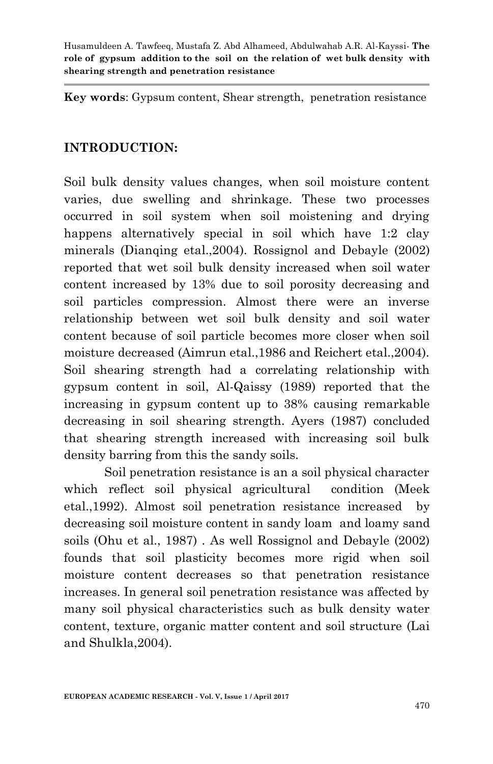**Key words**: Gypsum content, Shear strength, penetration resistance

## INTRODUCTION:

Soil bulk density values changes, when soil moisture content varies, due swelling and shrinkage. These two processes occurred in soil system when soil moistening and drying happens alternatively special in soil which have 1:2 clay minerals (Dianqing etal.,2004). Rossignol and Debayle (2002) reported that wet soil bulk density increased when soil water content increased by 13% due to soil porosity decreasing and soil particles compression. Almost there were an inverse relationship between wet soil bulk density and soil water content because of soil particle becomes more closer when soil moisture decreased (Aimrun etal.,1986 and Reichert etal.,2004). Soil shearing strength had a correlating relationship with gypsum content in soil, Al-Qaissy (1989) reported that the increasing in gypsum content up to 38% causing remarkable decreasing in soil shearing strength. Ayers (1987) concluded that shearing strength increased with increasing soil bulk density barring from this the sandy soils.

Soil penetration resistance is an a soil physical character which reflect soil physical agricultural condition (Meek etal.,1992). Almost soil penetration resistance increased by decreasing soil moisture content in sandy loam and loamy sand soils (Ohu et al., 1987) . As well Rossignol and Debayle (2002) founds that soil plasticity becomes more rigid when soil moisture content decreases so that penetration resistance increases. In general soil penetration resistance was affected by many soil physical characteristics such as bulk density water content, texture, organic matter content and soil structure (Lai and Shulkla,2004).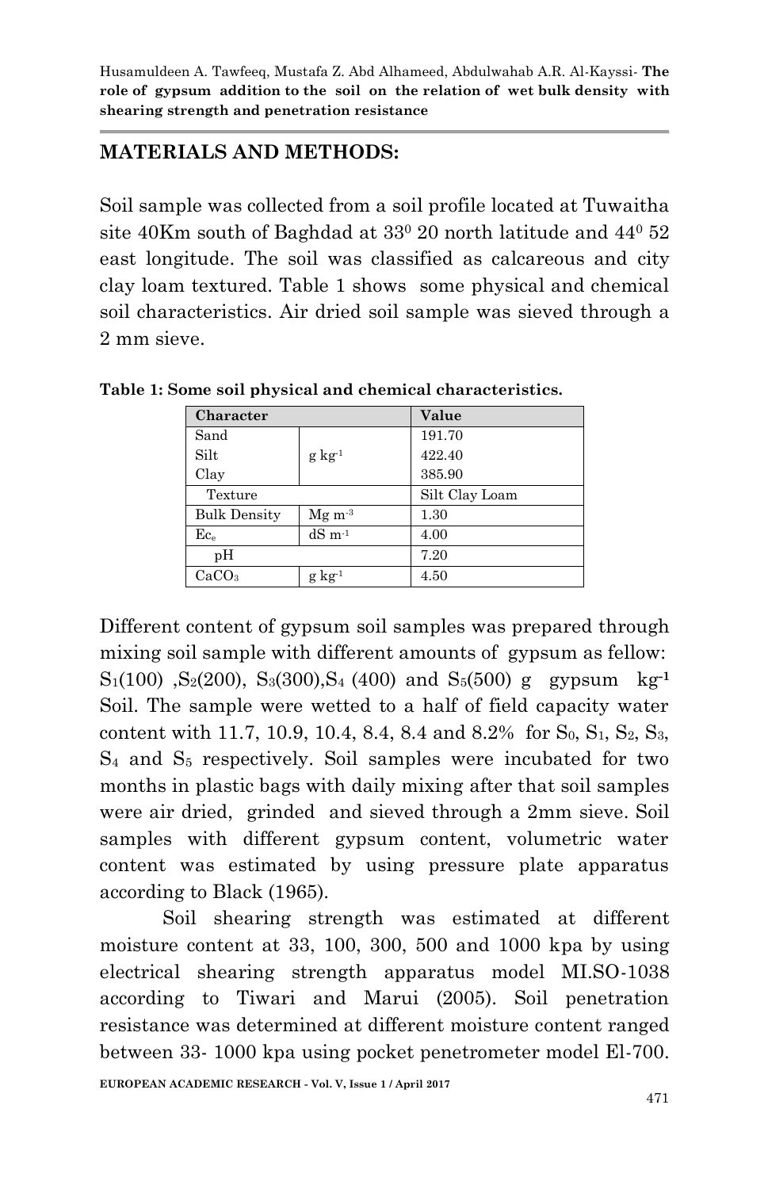## MATERIALS AND METHODS:

Soil sample was collected from a soil profile located at Tuwaitha site 40Km south of Baghdad at $33^0$ 20 north latitude and $44^0$ 52 east longitude. The soil was classified as calcareous and city clay loam textured. Table 1 shows some physical and chemical soil characteristics. Air dried soil sample was sieved through a 2 mm sieve.

**Table 1: Some soil physical and chemical characteristics.**

| Character | | Value |
|---|---|---|
| Sand | $g\ kg^{-1}$ | 191.70 |
| Silt | | 422.40 |
| Clay | | 385.90 |
| Texture | | Silt Clay Loam |
| Bulk Density | $Mg\ m^{-3}$ | 1.30 |
| $Ec_e$ | $dS\ m^{-1}$ | 4.00 |
| pH | | 7.20 |
| $CaCO_3$ | $g\ kg^{-1}$ | 4.50 |

Different content of gypsum soil samples was prepared through mixing soil sample with different amounts of gypsum as fellow: $S_1$(100) ,$S_2$(200), $S_3$(300),$S_4$ (400) and $S_5$(500) g gypsum $kg^{-1}$ Soil. The sample were wetted to a half of field capacity water content with 11.7, 10.9, 10.4, 8.4, 8.4 and 8.2% for $S_0$, $S_1$, $S_2$, $S_3$, $S_4$ and $S_5$ respectively. Soil samples were incubated for two months in plastic bags with daily mixing after that soil samples were air dried, grinded and sieved through a 2mm sieve. Soil samples with different gypsum content, volumetric water content was estimated by using pressure plate apparatus according to Black (1965).

Soil shearing strength was estimated at different moisture content at 33, 100, 300, 500 and 1000 kpa by using electrical shearing strength apparatus model MI.SO-1038 according to Tiwari and Marui (2005). Soil penetration resistance was determined at different moisture content ranged between 33- 1000 kpa using pocket penetrometer model El-700.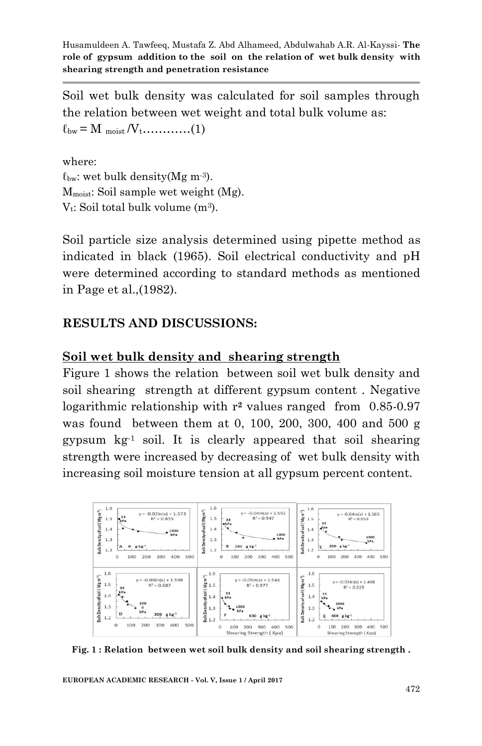Soil wet bulk density was calculated for soil samples through the relation between wet weight and total bulk volume as:

$\ell_{bw} = M_{moist} / V_t$…………(1)

where:

$\ell_{bw}$: wet bulk density(Mg $m^{-3}$).

$M_{moist}$: Soil sample wet weight (Mg).

$V_t$: Soil total bulk volume ($m^3$).

Soil particle size analysis determined using pipette method as indicated in black (1965). Soil electrical conductivity and pH were determined according to standard methods as mentioned in Page et al.,(1982).

## RESULTS AND DISCUSSIONS:

### Soil wet bulk density and shearing strength

Figure 1 shows the relation between soil wet bulk density and soil shearing strength at different gypsum content . Negative logarithmic relationship with $r^2$ values ranged from 0.85-0.97 was found between them at 0, 100, 200, 300, 400 and 500 g gypsum $kg^{-1}$ soil. It is clearly appeared that soil shearing strength were increased by decreasing of wet bulk density with increasing soil moisture tension at all gypsum percent content.

**Fig. 1 : Relation between wet soil bulk density and soil shearing strength .**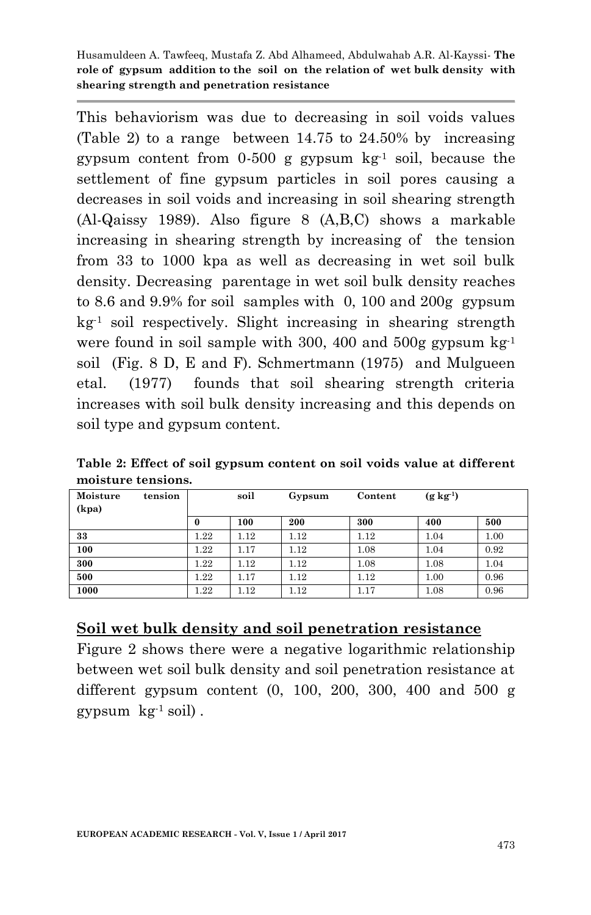This behaviorism was due to decreasing in soil voids values (Table 2) to a range between 14.75 to 24.50% by increasing gypsum content from 0-500 g gypsum $kg^{-1}$ soil, because the settlement of fine gypsum particles in soil pores causing a decreases in soil voids and increasing in soil shearing strength (Al-Qaissy 1989). Also figure 8 (A,B,C) shows a markable increasing in shearing strength by increasing of the tension from 33 to 1000 kpa as well as decreasing in wet soil bulk density. Decreasing parentage in wet soil bulk density reaches to 8.6 and 9.9% for soil samples with 0, 100 and 200g gypsum $kg^{-1}$ soil respectively. Slight increasing in shearing strength were found in soil sample with 300, 400 and 500g gypsum $kg^{-1}$ soil (Fig. 8 D, E and F). Schmertmann (1975) and Mulgueen etal. (1977) founds that soil shearing strength criteria increases with soil bulk density increasing and this depends on soil type and gypsum content.

**Table 2: Effect of soil gypsum content on soil voids value at different moisture tensions.**

| Moisture tension (kpa) | soil Gypsum Content ($g\ kg^{-1}$) | | | | | |
|---|---|---|---|---|---|---|
| | 0 | 100 | 200 | 300 | 400 | 500 |
| 33 | 1.22 | 1.12 | 1.12 | 1.12 | 1.04 | 1.00 |
| 100 | 1.22 | 1.17 | 1.12 | 1.08 | 1.04 | 0.92 |
| 300 | 1.22 | 1.12 | 1.12 | 1.08 | 1.08 | 1.04 |
| 500 | 1.22 | 1.17 | 1.12 | 1.12 | 1.00 | 0.96 |
| 1000 | 1.22 | 1.12 | 1.12 | 1.17 | 1.08 | 0.96 |

## Soil wet bulk density and soil penetration resistance

Figure 2 shows there were a negative logarithmic relationship between wet soil bulk density and soil penetration resistance at different gypsum content (0, 100, 200, 300, 400 and 500 g gypsum $kg^{-1}$ soil) .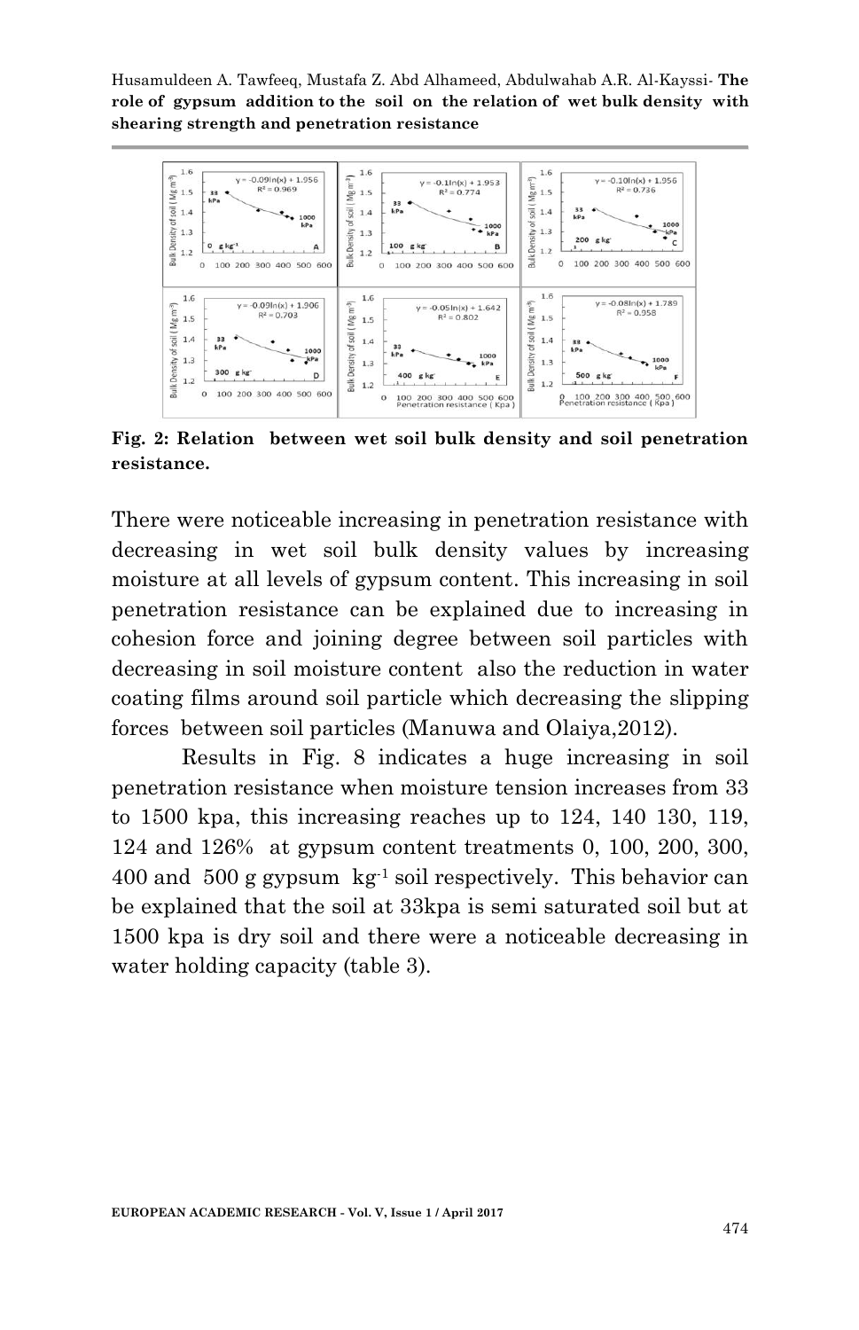**Fig. 2: Relation between wet soil bulk density and soil penetration resistance.**

There were noticeable increasing in penetration resistance with decreasing in wet soil bulk density values by increasing moisture at all levels of gypsum content. This increasing in soil penetration resistance can be explained due to increasing in cohesion force and joining degree between soil particles with decreasing in soil moisture content also the reduction in water coating films around soil particle which decreasing the slipping forces between soil particles (Manuwa and Olaiya,2012).

Results in Fig. 8 indicates a huge increasing in soil penetration resistance when moisture tension increases from 33 to 1500 kpa, this increasing reaches up to 124, 140 130, 119, 124 and 126% at gypsum content treatments 0, 100, 200, 300, 400 and 500 g gypsum $kg^{-1}$ soil respectively. This behavior can be explained that the soil at 33kpa is semi saturated soil but at 1500 kpa is dry soil and there were a noticeable decreasing in water holding capacity (table 3).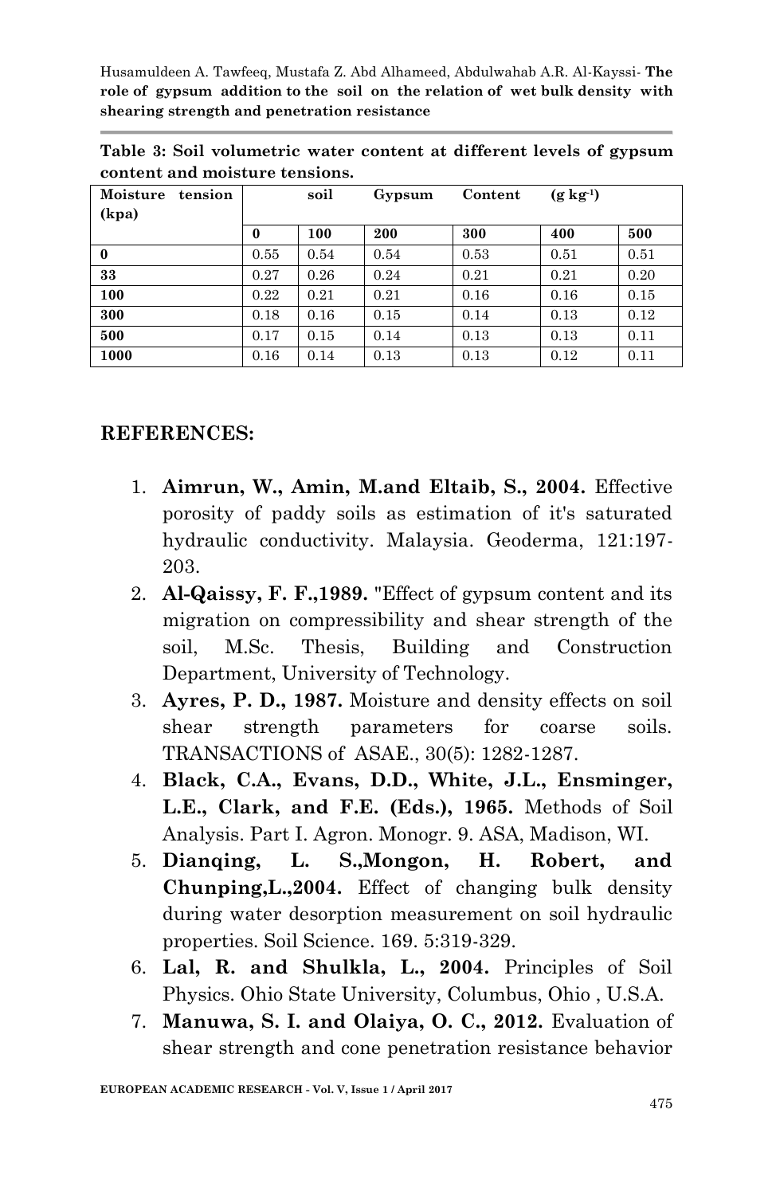**Table 3: Soil volumetric water content at different levels of gypsum content and moisture tensions.**

| Moisture tension (kpa) | soil Gypsum Content ($g\ kg^{-1}$) | | | | | |
|---|---|---|---|---|---|---|
| | 0 | 100 | 200 | 300 | 400 | 500 |
| **0** | 0.55 | 0.54 | 0.54 | 0.53 | 0.51 | 0.51 |
| **33** | 0.27 | 0.26 | 0.24 | 0.21 | 0.21 | 0.20 |
| **100** | 0.22 | 0.21 | 0.21 | 0.16 | 0.16 | 0.15 |
| **300** | 0.18 | 0.16 | 0.15 | 0.14 | 0.13 | 0.12 |
| **500** | 0.17 | 0.15 | 0.14 | 0.13 | 0.13 | 0.11 |
| **1000** | 0.16 | 0.14 | 0.13 | 0.13 | 0.12 | 0.11 |

## REFERENCES:

1. **Aimrun, W., Amin, M.and Eltaib, S., 2004.** Effective porosity of paddy soils as estimation of it's saturated hydraulic conductivity. Malaysia. Geoderma, 121:197-203.
2. **Al-Qaissy, F. F.,1989.** "Effect of gypsum content and its migration on compressibility and shear strength of the soil, M.Sc. Thesis, Building and Construction Department, University of Technology.
3. **Ayres, P. D., 1987.** Moisture and density effects on soil shear strength parameters for coarse soils. TRANSACTIONS of ASAE., 30(5): 1282-1287.
4. **Black, C.A., Evans, D.D., White, J.L., Ensminger, L.E., Clark, and F.E. (Eds.), 1965.** Methods of Soil Analysis. Part I. Agron. Monogr. 9. ASA, Madison, WI.
5. **Dianqing, L. S.,Mongon, H. Robert, and Chunping,L.,2004.** Effect of changing bulk density during water desorption measurement on soil hydraulic properties. Soil Science. 169. 5:319-329.
6. **Lal, R. and Shulkla, L., 2004.** Principles of Soil Physics. Ohio State University, Columbus, Ohio , U.S.A.
7. **Manuwa, S. I. and Olaiya, O. C., 2012.** Evaluation of shear strength and cone penetration resistance behavior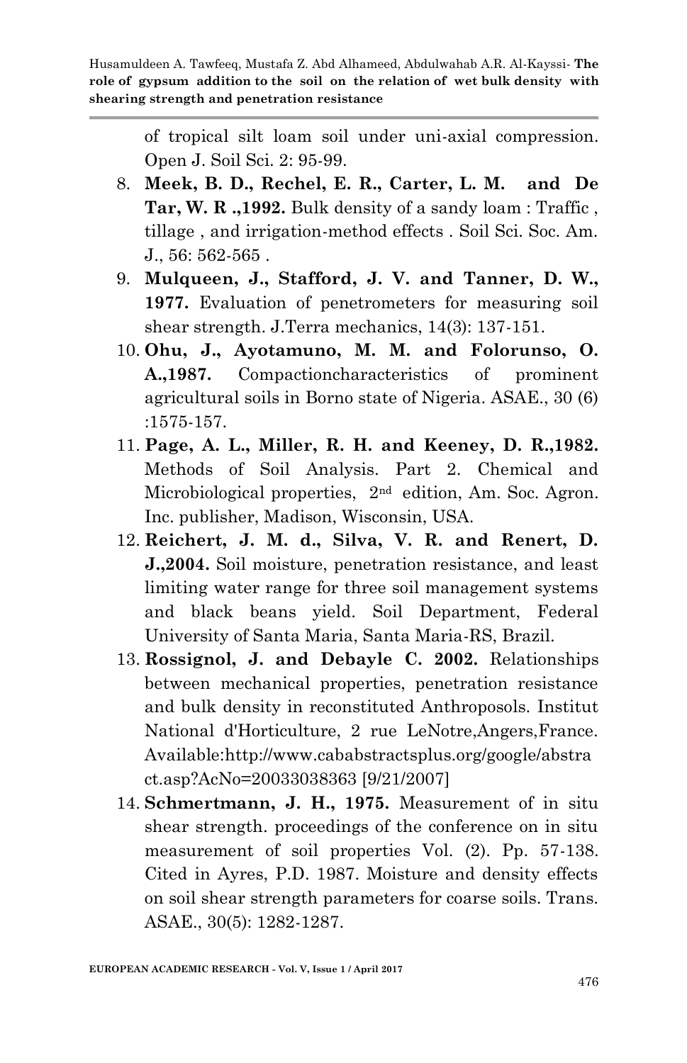of tropical silt loam soil under uni-axial compression. Open J. Soil Sci. 2: 95-99.

8. **Meek, B. D., Rechel, E. R., Carter, L. M. and De Tar, W. R .,1992.** Bulk density of a sandy loam : Traffic , tillage , and irrigation-method effects . Soil Sci. Soc. Am. J., 56: 562-565 .
9. **Mulqueen, J., Stafford, J. V. and Tanner, D. W., 1977.** Evaluation of penetrometers for measuring soil shear strength. J.Terra mechanics, 14(3): 137-151.
10. **Ohu, J., Ayotamuno, M. M. and Folorunso, O. A.,1987.** Compactioncharacteristics of prominent agricultural soils in Borno state of Nigeria. ASAE., 30 (6) :1575-157.
11. **Page, A. L., Miller, R. H. and Keeney, D. R.,1982.** Methods of Soil Analysis. Part 2. Chemical and Microbiological properties, 2nd edition, Am. Soc. Agron. Inc. publisher, Madison, Wisconsin, USA.
12. **Reichert, J. M. d., Silva, V. R. and Renert, D. J.,2004.** Soil moisture, penetration resistance, and least limiting water range for three soil management systems and black beans yield. Soil Department, Federal University of Santa Maria, Santa Maria-RS, Brazil.
13. **Rossignol, J. and Debayle C. 2002.** Relationships between mechanical properties, penetration resistance and bulk density in reconstituted Anthroposols. Institut National d'Horticulture, 2 rue LeNotre,Angers,France. Available:http://www.cababstractsplus.org/google/abstract.asp?AcNo=20033038363 [9/21/2007]
14. **Schmertmann, J. H., 1975.** Measurement of in situ shear strength. proceedings of the conference on in situ measurement of soil properties Vol. (2). Pp. 57-138. Cited in Ayres, P.D. 1987. Moisture and density effects on soil shear strength parameters for coarse soils. Trans. ASAE., 30(5): 1282-1287.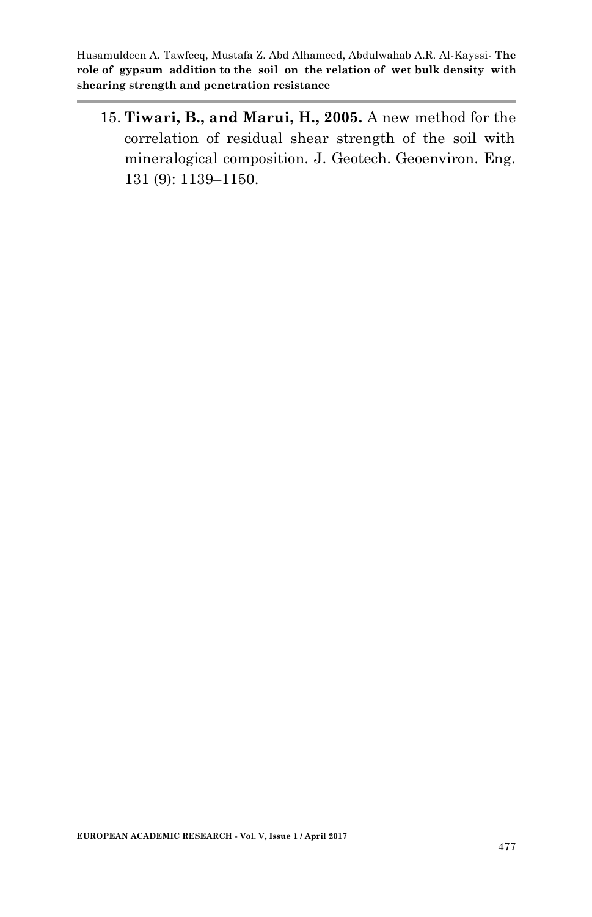15. **Tiwari, B., and Marui, H., 2005.** A new method for the correlation of residual shear strength of the soil with mineralogical composition. J. Geotech. Geoenviron. Eng. 131 (9): 1139–1150.